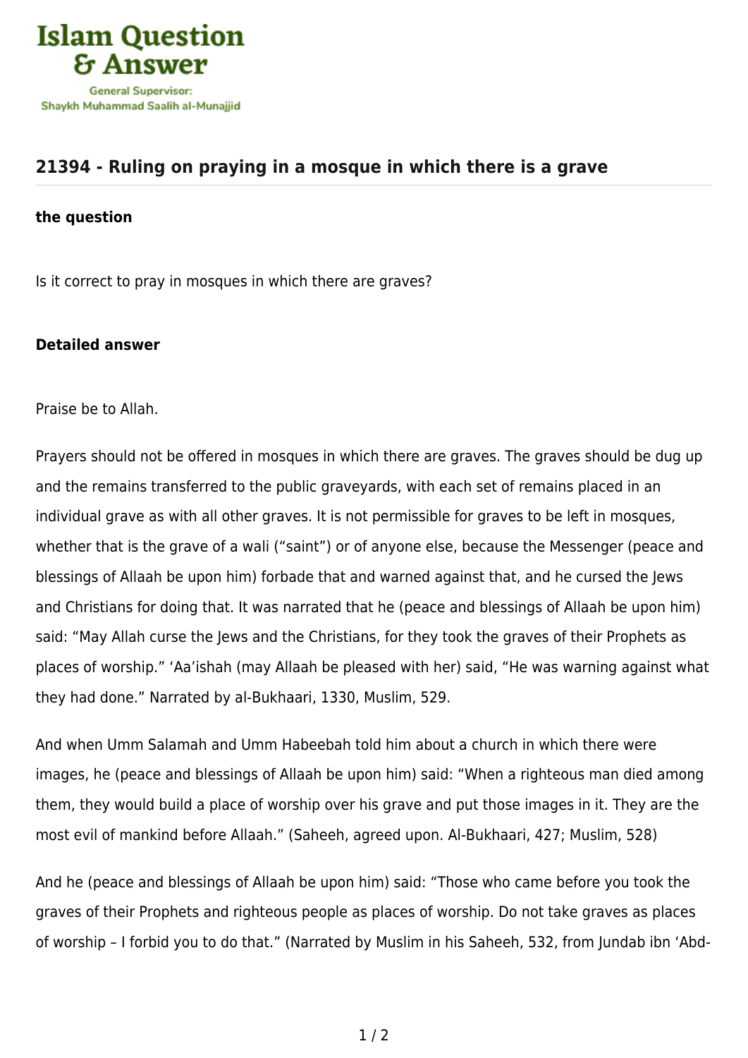Islam Question & Answer

General Supervisor: Shaykh Muhammad Saalih al-Munajjid

## 21394 - Ruling on praying in a mosque in which there is a grave

**the question**

Is it correct to pray in mosques in which there are graves?

**Detailed answer**

Praise be to Allah.

Prayers should not be offered in mosques in which there are graves. The graves should be dug up and the remains transferred to the public graveyards, with each set of remains placed in an individual grave as with all other graves. It is not permissible for graves to be left in mosques, whether that is the grave of a wali ("saint") or of anyone else, because the Messenger (peace and blessings of Allaah be upon him) forbade that and warned against that, and he cursed the Jews and Christians for doing that. It was narrated that he (peace and blessings of Allaah be upon him) said: "May Allah curse the Jews and the Christians, for they took the graves of their Prophets as places of worship." 'Aa'ishah (may Allaah be pleased with her) said, "He was warning against what they had done." Narrated by al-Bukhaari, 1330, Muslim, 529.

And when Umm Salamah and Umm Habeebah told him about a church in which there were images, he (peace and blessings of Allaah be upon him) said: "When a righteous man died among them, they would build a place of worship over his grave and put those images in it. They are the most evil of mankind before Allaah." (Saheeh, agreed upon. Al-Bukhaari, 427; Muslim, 528)

And he (peace and blessings of Allaah be upon him) said: "Those who came before you took the graves of their Prophets and righteous people as places of worship. Do not take graves as places of worship – I forbid you to do that." (Narrated by Muslim in his Saheeh, 532, from Jundab ibn 'Abd-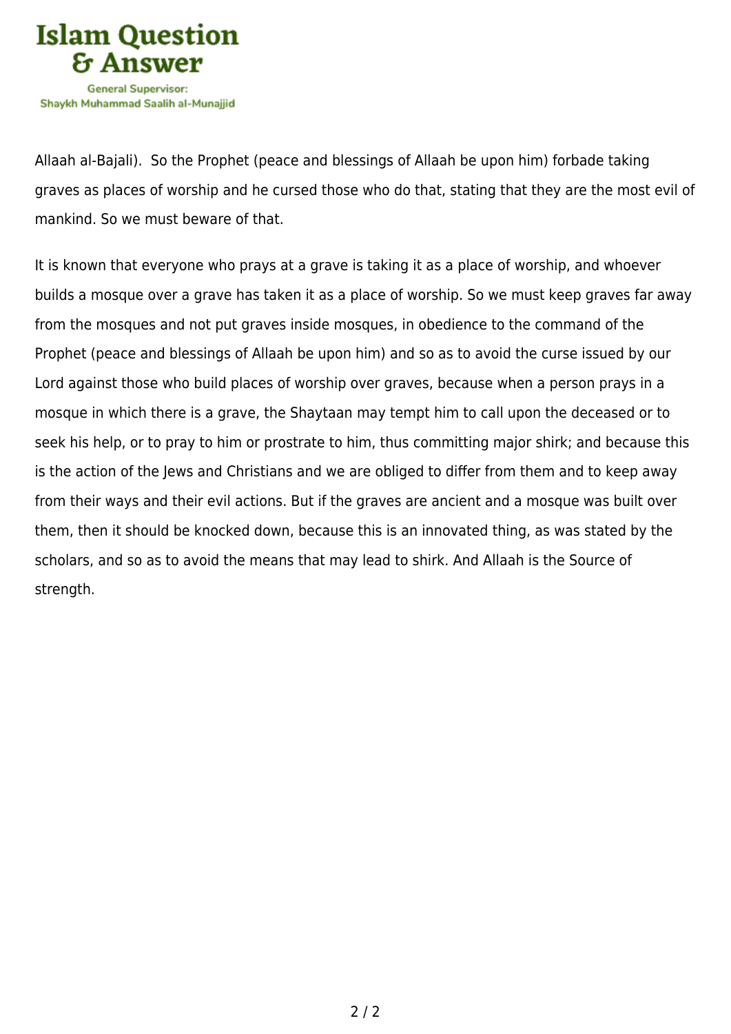Allaah al-Bajali).  So the Prophet (peace and blessings of Allaah be upon him) forbade taking graves as places of worship and he cursed those who do that, stating that they are the most evil of mankind. So we must beware of that.

It is known that everyone who prays at a grave is taking it as a place of worship, and whoever builds a mosque over a grave has taken it as a place of worship. So we must keep graves far away from the mosques and not put graves inside mosques, in obedience to the command of the Prophet (peace and blessings of Allaah be upon him) and so as to avoid the curse issued by our Lord against those who build places of worship over graves, because when a person prays in a mosque in which there is a grave, the Shaytaan may tempt him to call upon the deceased or to seek his help, or to pray to him or prostrate to him, thus committing major shirk; and because this is the action of the Jews and Christians and we are obliged to differ from them and to keep away from their ways and their evil actions. But if the graves are ancient and a mosque was built over them, then it should be knocked down, because this is an innovated thing, as was stated by the scholars, and so as to avoid the means that may lead to shirk. And Allaah is the Source of strength.